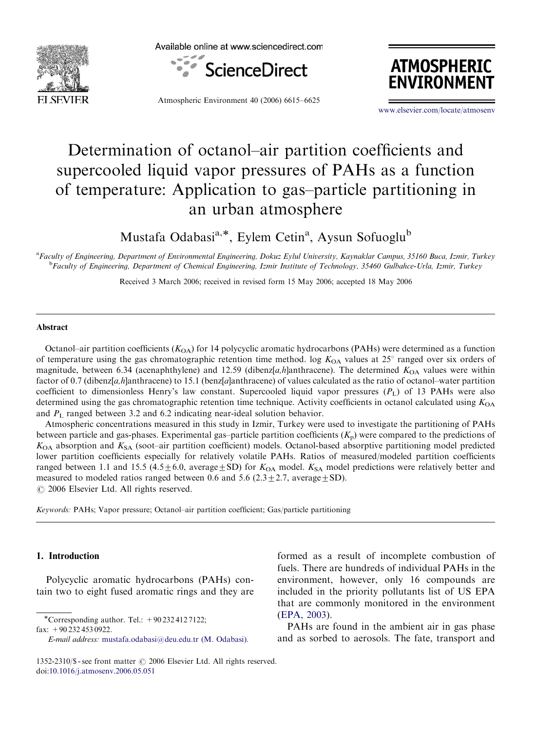# Determination of octanol–air partition coefficients and supercooled liquid vapor pressures of PAHs as a function of temperature: Application to gas–particle partitioning in an urban atmosphere

Mustafa Odabasi[a,*], Eylem Cetin[a], Aysun Sofuoglu[b]

[a]Faculty of Engineering, Department of Environmental Engineering, Dokuz Eylul University, Kaynaklar Campus, 35160 Buca, Izmir, Turkey
[b]Faculty of Engineering, Department of Chemical Engineering, Izmir Institute of Technology, 35460 Gulbahce-Urla, Izmir, Turkey

Received 3 March 2006; received in revised form 15 May 2006; accepted 18 May 2006

## Abstract

Octanol–air partition coefficients ($K_{OA}$) for 14 polycyclic aromatic hydrocarbons (PAHs) were determined as a function of temperature using the gas chromatographic retention time method. log $K_{OA}$ values at 25° ranged over six orders of magnitude, between 6.34 (acenaphthylene) and 12.59 (dibenz[*a,h*]anthracene). The determined $K_{OA}$ values were within factor of 0.7 (dibenz[*a,h*]anthracene) to 15.1 (benz[*a*]anthracene) of values calculated as the ratio of octanol–water partition coefficient to dimensionless Henry's law constant. Supercooled liquid vapor pressures ($P_L$) of 13 PAHs were also determined using the gas chromatographic retention time technique. Activity coefficients in octanol calculated using $K_{OA}$ and $P_L$ ranged between 3.2 and 6.2 indicating near-ideal solution behavior.

Atmospheric concentrations measured in this study in Izmir, Turkey were used to investigate the partitioning of PAHs between particle and gas-phases. Experimental gas–particle partition coefficients ($K_p$) were compared to the predictions of $K_{OA}$ absorption and $K_{SA}$ (soot–air partition coefficient) models. Octanol-based absorptive partitioning model predicted lower partition coefficients especially for relatively volatile PAHs. Ratios of measured/modeled partition coefficients ranged between 1.1 and 15.5 (4.5 ± 6.0, average ± SD) for $K_{OA}$ model. $K_{SA}$ model predictions were relatively better and measured to modeled ratios ranged between 0.6 and 5.6 (2.3 ± 2.7, average ± SD).
© 2006 Elsevier Ltd. All rights reserved.

*Keywords:* PAHs; Vapor pressure; Octanol–air partition coefficient; Gas/particle partitioning

## 1. Introduction

Polycyclic aromatic hydrocarbons (PAHs) contain two to eight fused aromatic rings and they are formed as a result of incomplete combustion of fuels. There are hundreds of individual PAHs in the environment, however, only 16 compounds are included in the priority pollutants list of US EPA that are commonly monitored in the environment (EPA, 2003).

PAHs are found in the ambient air in gas phase and as sorbed to aerosols. The fate, transport and

*Corresponding author. Tel.: +90 232 412 7122; fax: +90 232 453 0922.
E-mail address: mustafa.odabasi@deu.edu.tr (M. Odabasi).

1352-2310/$ - see front matter © 2006 Elsevier Ltd. All rights reserved.
doi:10.1016/j.atmosenv.2006.05.051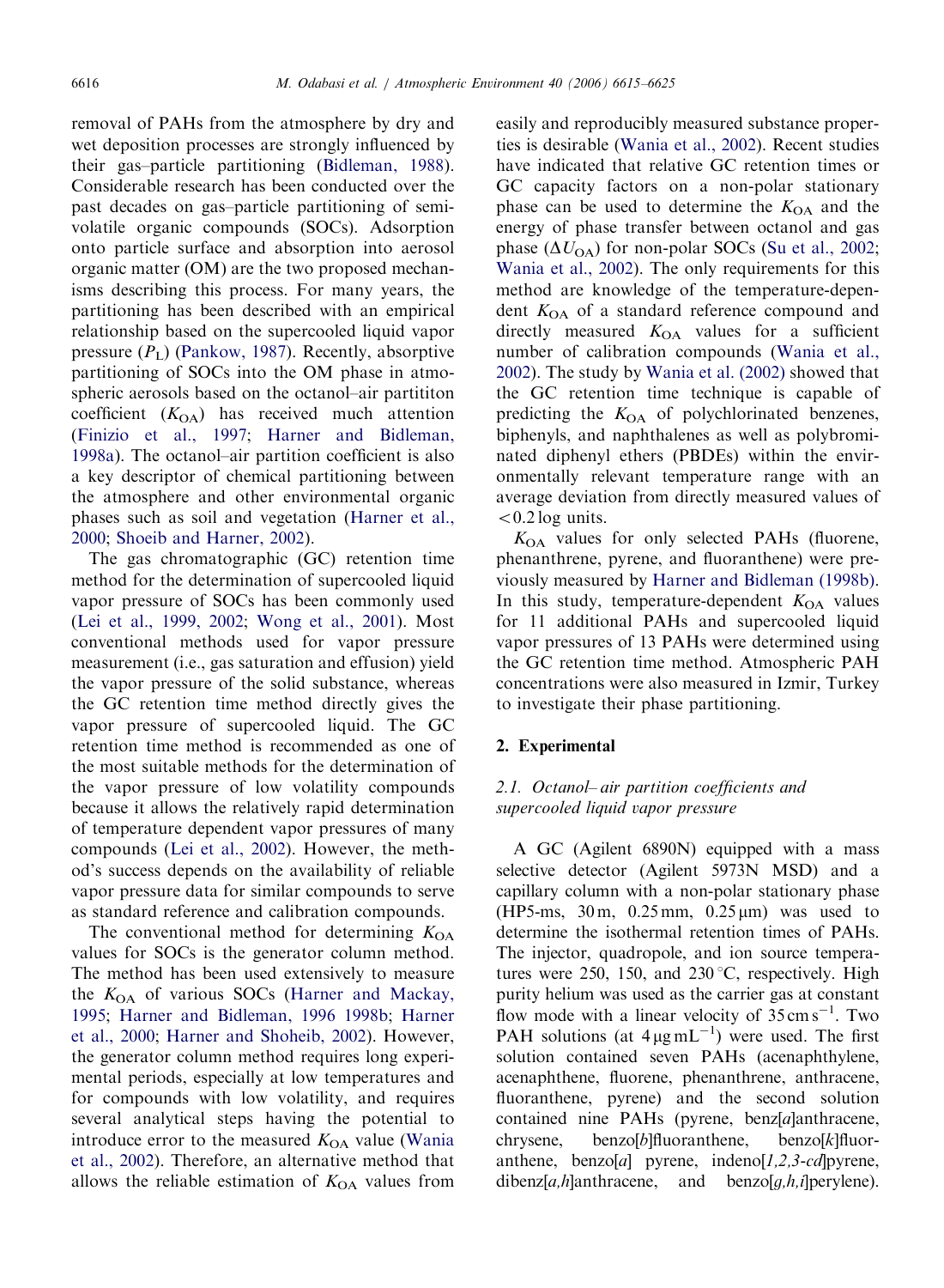removal of PAHs from the atmosphere by dry and wet deposition processes are strongly influenced by their gas–particle partitioning (Bidleman, 1988). Considerable research has been conducted over the past decades on gas–particle partitioning of semi-volatile organic compounds (SOCs). Adsorption onto particle surface and absorption into aerosol organic matter (OM) are the two proposed mechanisms describing this process. For many years, the partitioning has been described with an empirical relationship based on the supercooled liquid vapor pressure ($P_L$) (Pankow, 1987). Recently, absorptive partitioning of SOCs into the OM phase in atmospheric aerosols based on the octanol–air partititon coefficient ($K_{OA}$) has received much attention (Finizio et al., 1997; Harner and Bidleman, 1998a). The octanol–air partition coefficient is also a key descriptor of chemical partitioning between the atmosphere and other environmental organic phases such as soil and vegetation (Harner et al., 2000; Shoeib and Harner, 2002).

The gas chromatographic (GC) retention time method for the determination of supercooled liquid vapor pressure of SOCs has been commonly used (Lei et al., 1999, 2002; Wong et al., 2001). Most conventional methods used for vapor pressure measurement (i.e., gas saturation and effusion) yield the vapor pressure of the solid substance, whereas the GC retention time method directly gives the vapor pressure of supercooled liquid. The GC retention time method is recommended as one of the most suitable methods for the determination of the vapor pressure of low volatility compounds because it allows the relatively rapid determination of temperature dependent vapor pressures of many compounds (Lei et al., 2002). However, the method's success depends on the availability of reliable vapor pressure data for similar compounds to serve as standard reference and calibration compounds.

The conventional method for determining $K_{OA}$ values for SOCs is the generator column method. The method has been used extensively to measure the $K_{OA}$ of various SOCs (Harner and Mackay, 1995; Harner and Bidleman, 1996 1998b; Harner et al., 2000; Harner and Shoheib, 2002). However, the generator column method requires long experimental periods, especially at low temperatures and for compounds with low volatility, and requires several analytical steps having the potential to introduce error to the measured $K_{OA}$ value (Wania et al., 2002). Therefore, an alternative method that allows the reliable estimation of $K_{OA}$ values from easily and reproducibly measured substance properties is desirable (Wania et al., 2002). Recent studies have indicated that relative GC retention times or GC capacity factors on a non-polar stationary phase can be used to determine the $K_{OA}$ and the energy of phase transfer between octanol and gas phase ($\Delta U_{OA}$) for non-polar SOCs (Su et al., 2002; Wania et al., 2002). The only requirements for this method are knowledge of the temperature-dependent $K_{OA}$ of a standard reference compound and directly measured $K_{OA}$ values for a sufficient number of calibration compounds (Wania et al., 2002). The study by Wania et al. (2002) showed that the GC retention time technique is capable of predicting the $K_{OA}$ of polychlorinated benzenes, biphenyls, and naphthalenes as well as polybrominated diphenyl ethers (PBDEs) within the environmentally relevant temperature range with an average deviation from directly measured values of $<0.2$ log units.

$K_{OA}$ values for only selected PAHs (fluorene, phenanthrene, pyrene, and fluoranthene) were previously measured by Harner and Bidleman (1998b). In this study, temperature-dependent $K_{OA}$ values for 11 additional PAHs and supercooled liquid vapor pressures of 13 PAHs were determined using the GC retention time method. Atmospheric PAH concentrations were also measured in Izmir, Turkey to investigate their phase partitioning.

## 2. Experimental

### 2.1. Octanol– air partition coefficients and supercooled liquid vapor pressure

A GC (Agilent 6890N) equipped with a mass selective detector (Agilent 5973N MSD) and a capillary column with a non-polar stationary phase (HP5-ms, 30 m, 0.25 mm, 0.25 μm) was used to determine the isothermal retention times of PAHs. The injector, quadropole, and ion source temperatures were 250, 150, and 230 °C, respectively. High purity helium was used as the carrier gas at constant flow mode with a linear velocity of $35\,\text{cm}\,\text{s}^{-1}$. Two PAH solutions (at $4\,\mu\text{g}\,\text{mL}^{-1}$) were used. The first solution contained seven PAHs (acenaphthylene, acenaphthene, fluorene, phenanthrene, anthracene, fluoranthene, pyrene) and the second solution contained nine PAHs (pyrene, benz[*a*]anthracene, chrysene, benzo[*b*]fluoranthene, benzo[*k*]fluoranthene, benzo[*a*] pyrene, indeno[*1,2,3-cd*]pyrene, dibenz[*a,h*]anthracene, and benzo[*g,h,i*]perylene).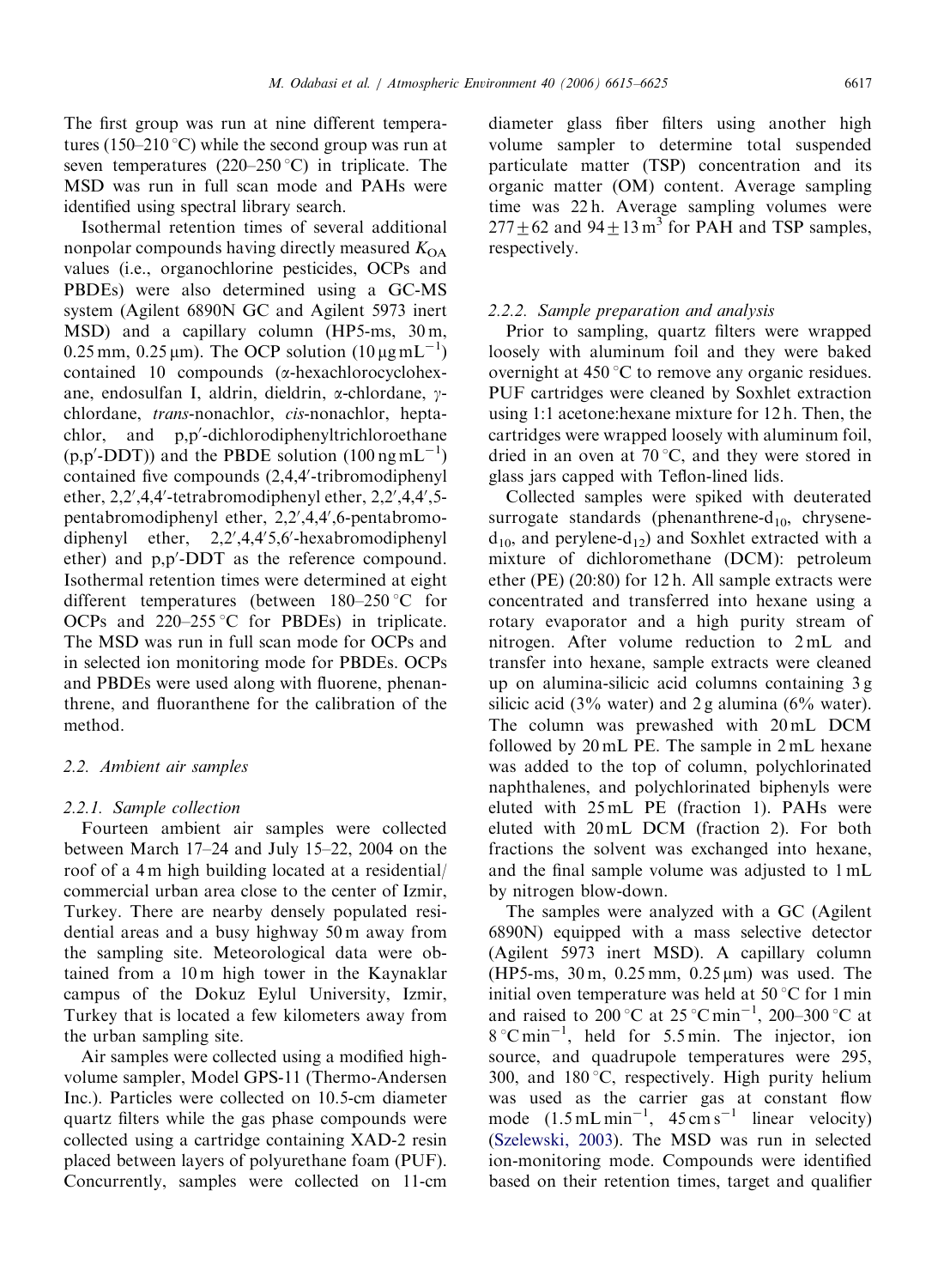The first group was run at nine different temperatures (150–210 °C) while the second group was run at seven temperatures (220–250 °C) in triplicate. The MSD was run in full scan mode and PAHs were identified using spectral library search.

Isothermal retention times of several additional nonpolar compounds having directly measured $K_{OA}$ values (i.e., organochlorine pesticides, OCPs and PBDEs) were also determined using a GC-MS system (Agilent 6890N GC and Agilent 5973 inert MSD) and a capillary column (HP5-ms, 30 m, 0.25 mm, 0.25 μm). The OCP solution (10 μg mL$^{-1}$) contained 10 compounds (α-hexachlorocyclohexane, endosulfan I, aldrin, dieldrin, α-chlordane, γ-chlordane, *trans*-nonachlor, *cis*-nonachlor, heptachlor, and p,p′-dichlorodiphenyltrichloroethane (p,p′-DDT)) and the PBDE solution (100 ng mL$^{-1}$) contained five compounds (2,4,4′-tribromodiphenyl ether, 2,2′,4,4′-tetrabromodiphenyl ether, 2,2′,4,4′,5-pentabromodiphenyl ether, 2,2′,4,4′,6-pentabromodiphenyl ether, 2,2′,4,4′5,6′-hexabromodiphenyl ether) and p,p′-DDT as the reference compound. Isothermal retention times were determined at eight different temperatures (between 180–250 °C for OCPs and 220–255 °C for PBDEs) in triplicate. The MSD was run in full scan mode for OCPs and in selected ion monitoring mode for PBDEs. OCPs and PBDEs were used along with fluorene, phenanthrene, and fluoranthene for the calibration of the method.

## 2.2. Ambient air samples

### 2.2.1. Sample collection

Fourteen ambient air samples were collected between March 17–24 and July 15–22, 2004 on the roof of a 4 m high building located at a residential/commercial urban area close to the center of Izmir, Turkey. There are nearby densely populated residential areas and a busy highway 50 m away from the sampling site. Meteorological data were obtained from a 10 m high tower in the Kaynaklar campus of the Dokuz Eylul University, Izmir, Turkey that is located a few kilometers away from the urban sampling site.

Air samples were collected using a modified high-volume sampler, Model GPS-11 (Thermo-Andersen Inc.). Particles were collected on 10.5-cm diameter quartz filters while the gas phase compounds were collected using a cartridge containing XAD-2 resin placed between layers of polyurethane foam (PUF). Concurrently, samples were collected on 11-cm diameter glass fiber filters using another high volume sampler to determine total suspended particulate matter (TSP) concentration and its organic matter (OM) content. Average sampling time was 22 h. Average sampling volumes were $277 \pm 62$ and $94 \pm 13$ m$^3$ for PAH and TSP samples, respectively.

### 2.2.2. Sample preparation and analysis

Prior to sampling, quartz filters were wrapped loosely with aluminum foil and they were baked overnight at 450 °C to remove any organic residues. PUF cartridges were cleaned by Soxhlet extraction using 1:1 acetone:hexane mixture for 12 h. Then, the cartridges were wrapped loosely with aluminum foil, dried in an oven at 70 °C, and they were stored in glass jars capped with Teflon-lined lids.

Collected samples were spiked with deuterated surrogate standards (phenanthrene-$d_{10}$, chrysene-$d_{10}$, and perylene-$d_{12}$) and Soxhlet extracted with a mixture of dichloromethane (DCM): petroleum ether (PE) (20:80) for 12 h. All sample extracts were concentrated and transferred into hexane using a rotary evaporator and a high purity stream of nitrogen. After volume reduction to 2 mL and transfer into hexane, sample extracts were cleaned up on alumina-silicic acid columns containing 3 g silicic acid (3% water) and 2 g alumina (6% water). The column was prewashed with 20 mL DCM followed by 20 mL PE. The sample in 2 mL hexane was added to the top of column, polychlorinated naphthalenes, and polychlorinated biphenyls were eluted with 25 mL PE (fraction 1). PAHs were eluted with 20 mL DCM (fraction 2). For both fractions the solvent was exchanged into hexane, and the final sample volume was adjusted to 1 mL by nitrogen blow-down.

The samples were analyzed with a GC (Agilent 6890N) equipped with a mass selective detector (Agilent 5973 inert MSD). A capillary column (HP5-ms, 30 m, 0.25 mm, 0.25 μm) was used. The initial oven temperature was held at 50 °C for 1 min and raised to 200 °C at 25 °C min$^{-1}$, 200–300 °C at 8 °C min$^{-1}$, held for 5.5 min. The injector, ion source, and quadrupole temperatures were 295, 300, and 180 °C, respectively. High purity helium was used as the carrier gas at constant flow mode (1.5 mL min$^{-1}$, 45 cm s$^{-1}$ linear velocity) (Szelewski, 2003). The MSD was run in selected ion-monitoring mode. Compounds were identified based on their retention times, target and qualifier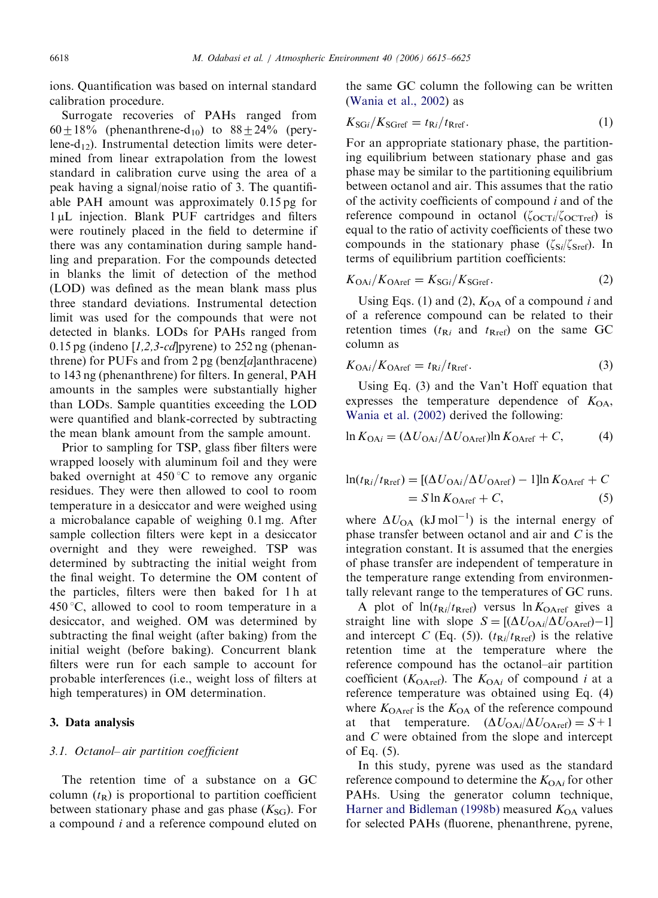ions. Quantification was based on internal standard calibration procedure.

Surrogate recoveries of PAHs ranged from $60 \pm 18\%$ (phenanthrene-$d_{10}$) to $88 \pm 24\%$ (perylene-$d_{12}$). Instrumental detection limits were determined from linear extrapolation from the lowest standard in calibration curve using the area of a peak having a signal/noise ratio of 3. The quantifiable PAH amount was approximately 0.15 pg for 1 μL injection. Blank PUF cartridges and filters were routinely placed in the field to determine if there was any contamination during sample handling and preparation. For the compounds detected in blanks the limit of detection of the method (LOD) was defined as the mean blank mass plus three standard deviations. Instrumental detection limit was used for the compounds that were not detected in blanks. LODs for PAHs ranged from 0.15 pg (indeno [*1,2,3-cd*]pyrene) to 252 ng (phenanthrene) for PUFs and from 2 pg (benz[*a*]anthracene) to 143 ng (phenanthrene) for filters. In general, PAH amounts in the samples were substantially higher than LODs. Sample quantities exceeding the LOD were quantified and blank-corrected by subtracting the mean blank amount from the sample amount.

Prior to sampling for TSP, glass fiber filters were wrapped loosely with aluminum foil and they were baked overnight at 450 °C to remove any organic residues. They were then allowed to cool to room temperature in a desiccator and were weighed using a microbalance capable of weighing 0.1 mg. After sample collection filters were kept in a desiccator overnight and they were reweighed. TSP was determined by subtracting the initial weight from the final weight. To determine the OM content of the particles, filters were then baked for 1 h at 450 °C, allowed to cool to room temperature in a desiccator, and weighed. OM was determined by subtracting the final weight (after baking) from the initial weight (before baking). Concurrent blank filters were run for each sample to account for probable interferences (i.e., weight loss of filters at high temperatures) in OM determination.

## 3. Data analysis

### 3.1. Octanol–air partition coefficient

The retention time of a substance on a GC column ($t_R$) is proportional to partition coefficient between stationary phase and gas phase ($K_{SG}$). For a compound *i* and a reference compound eluted on the same GC column the following can be written (Wania et al., 2002) as

$$K_{SGi}/K_{SGref} = t_{Ri}/t_{Rref}. \tag{1}$$

For an appropriate stationary phase, the partitioning equilibrium between stationary phase and gas phase may be similar to the partitioning equilibrium between octanol and air. This assumes that the ratio of the activity coefficients of compound *i* and of the reference compound in octanol ($\zeta_{OCTi}/\zeta_{OCTref}$) is equal to the ratio of activity coefficients of these two compounds in the stationary phase ($\zeta_{Si}/\zeta_{Sref}$). In terms of equilibrium partition coefficients:

$$K_{OAi}/K_{OAref} = K_{SGi}/K_{SGref}. \tag{2}$$

Using Eqs. (1) and (2), $K_{OA}$ of a compound *i* and of a reference compound can be related to their retention times ($t_{Ri}$ and $t_{Rref}$) on the same GC column as

$$K_{OAi}/K_{OAref} = t_{Ri}/t_{Rref}. \tag{3}$$

Using Eq. (3) and the Van't Hoff equation that expresses the temperature dependence of $K_{OA}$, Wania et al. (2002) derived the following:

$$\ln K_{OAi} = (\Delta U_{OAi}/\Delta U_{OAref}) \ln K_{OAref} + C, \tag{4}$$

$$\ln(t_{Ri}/t_{Rref}) = [(\Delta U_{OAi}/\Delta U_{OAref}) - 1] \ln K_{OAref} + C = S \ln K_{OAref} + C, \tag{5}$$

where $\Delta U_{OA}$ (kJ mol$^{-1}$) is the internal energy of phase transfer between octanol and air and $C$ is the integration constant. It is assumed that the energies of phase transfer are independent of temperature in the temperature range extending from environmentally relevant range to the temperatures of GC runs.

A plot of $\ln(t_{Ri}/t_{Rref})$ versus $\ln K_{OAref}$ gives a straight line with slope $S = [(\Delta U_{OAi}/\Delta U_{OAref}) - 1]$ and intercept $C$ (Eq. (5)). $(t_{Ri}/t_{Rref})$ is the relative retention time at the temperature where the reference compound has the octanol–air partition coefficient ($K_{OAref}$). The $K_{OAi}$ of compound *i* at a reference temperature was obtained using Eq. (4) where $K_{OAref}$ is the $K_{OA}$ of the reference compound at that temperature. $(\Delta U_{OAi}/\Delta U_{OAref}) = S + 1$ and $C$ were obtained from the slope and intercept of Eq. (5).

In this study, pyrene was used as the standard reference compound to determine the $K_{OAi}$ for other PAHs. Using the generator column technique, Harner and Bidleman (1998b) measured $K_{OA}$ values for selected PAHs (fluorene, phenanthrene, pyrene,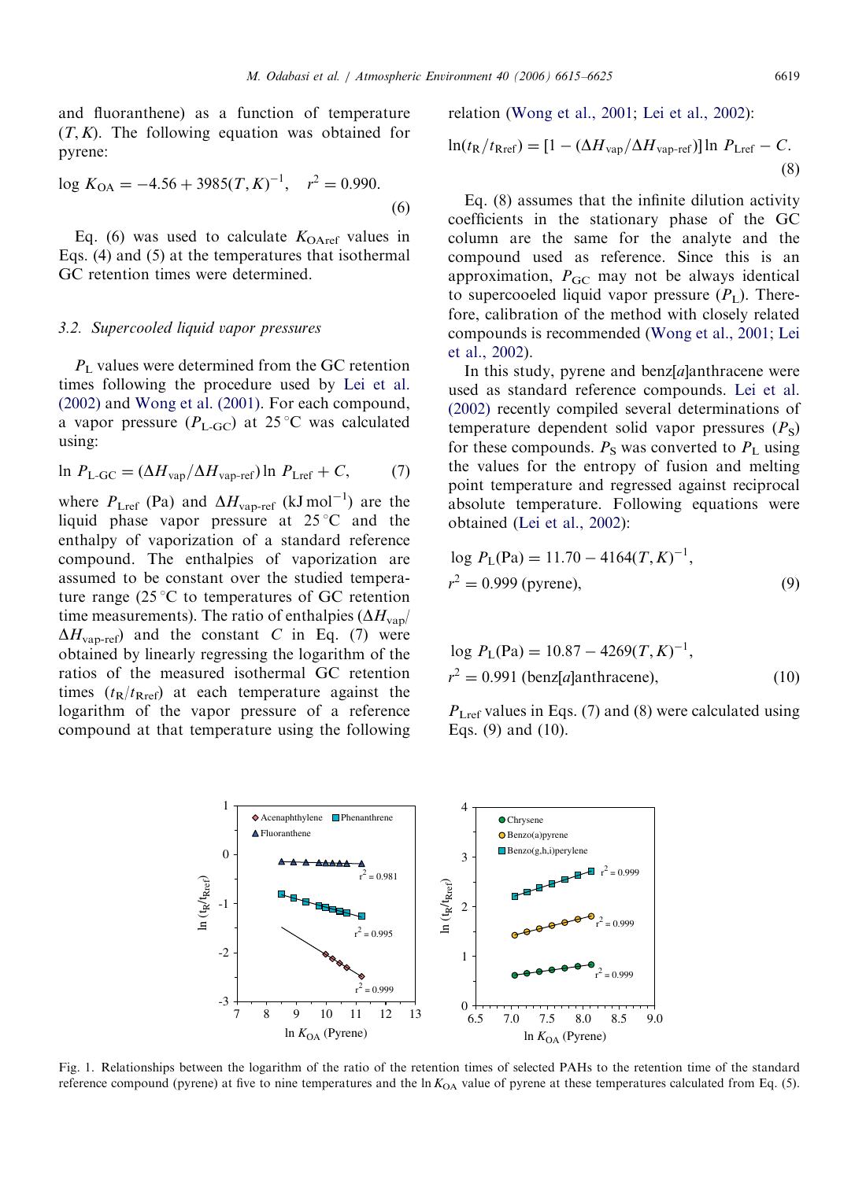and fluoranthene) as a function of temperature ($T$, K). The following equation was obtained for pyrene:

$$\log K_{OA} = -4.56 + 3985(T, K)^{-1}, \quad r^2 = 0.990. \tag{6}$$

Eq. (6) was used to calculate $K_{OAref}$ values in Eqs. (4) and (5) at the temperatures that isothermal GC retention times were determined.

### 3.2. Supercooled liquid vapor pressures

$P_L$ values were determined from the GC retention times following the procedure used by Lei et al. (2002) and Wong et al. (2001). For each compound, a vapor pressure ($P_{L\text{-}GC}$) at 25 °C was calculated using:

$$\ln P_{L\text{-}GC} = (\Delta H_{vap}/\Delta H_{vap\text{-}ref}) \ln P_{Lref} + C, \tag{7}$$

where $P_{Lref}$ (Pa) and $\Delta H_{vap\text{-}ref}$ (kJ mol$^{-1}$) are the liquid phase vapor pressure at 25 °C and the enthalpy of vaporization of a standard reference compound. The enthalpies of vaporization are assumed to be constant over the studied temperature range (25 °C to temperatures of GC retention time measurements). The ratio of enthalpies ($\Delta H_{vap}/\Delta H_{vap\text{-}ref}$) and the constant $C$ in Eq. (7) were obtained by linearly regressing the logarithm of the ratios of the measured isothermal GC retention times ($t_R/t_{Rref}$) at each temperature against the logarithm of the vapor pressure of a reference compound at that temperature using the following relation (Wong et al., 2001; Lei et al., 2002):

$$\ln(t_R/t_{Rref}) = [1 - (\Delta H_{vap}/\Delta H_{vap\text{-}ref})] \ln P_{Lref} - C. \tag{8}$$

Eq. (8) assumes that the infinite dilution activity coefficients in the stationary phase of the GC column are the same for the analyte and the compound used as reference. Since this is an approximation, $P_{GC}$ may not be always identical to supercooeled liquid vapor pressure ($P_L$). Therefore, calibration of the method with closely related compounds is recommended (Wong et al., 2001; Lei et al., 2002).

In this study, pyrene and benz[*a*]anthracene were used as standard reference compounds. Lei et al. (2002) recently compiled several determinations of temperature dependent solid vapor pressures ($P_S$) for these compounds. $P_S$ was converted to $P_L$ using the values for the entropy of fusion and melting point temperature and regressed against reciprocal absolute temperature. Following equations were obtained (Lei et al., 2002):

$$\log P_L(\text{Pa}) = 11.70 - 4164(T, K)^{-1}, \quad r^2 = 0.999 \text{ (pyrene)}, \tag{9}$$

$$\log P_L(\text{Pa}) = 10.87 - 4269(T, K)^{-1}, \quad r^2 = 0.991 \text{ (benz[}a\text{]anthracene)}, \tag{10}$$

$P_{Lref}$ values in Eqs. (7) and (8) were calculated using Eqs. (9) and (10).

Fig. 1. Relationships between the logarithm of the ratio of the retention times of selected PAHs to the retention time of the standard reference compound (pyrene) at five to nine temperatures and the $\ln K_{OA}$ value of pyrene at these temperatures calculated from Eq. (5).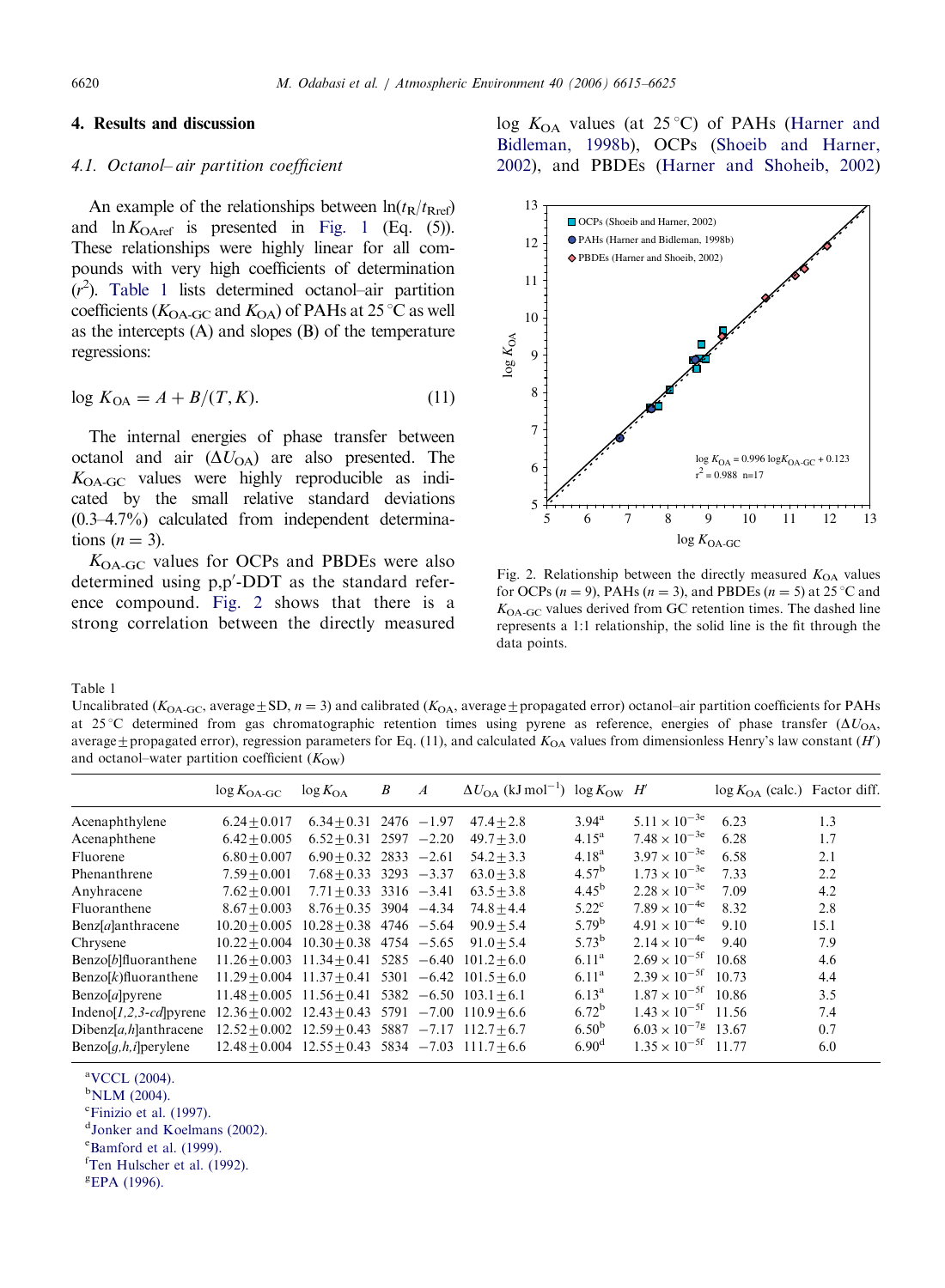## 4. Results and discussion

### 4.1. Octanol– air partition coefficient

An example of the relationships between $\ln(t_R/t_{Rref})$ and $\ln K_{OAref}$ is presented in Fig. 1 (Eq. (5)). These relationships were highly linear for all compounds with very high coefficients of determination ($r^2$). Table 1 lists determined octanol–air partition coefficients ($K_{OA\text{-}GC}$ and $K_{OA}$) of PAHs at 25 °C as well as the intercepts (A) and slopes (B) of the temperature regressions:

$$\log K_{OA} = A + B/(T, K). \tag{11}$$

The internal energies of phase transfer between octanol and air ($\Delta U_{OA}$) are also presented. The $K_{OA\text{-}GC}$ values were highly reproducible as indicated by the small relative standard deviations (0.3–4.7%) calculated from independent determinations ($n = 3$).

$K_{OA\text{-}GC}$ values for OCPs and PBDEs were also determined using p,p′-DDT as the standard reference compound. Fig. 2 shows that there is a strong correlation between the directly measured log $K_{OA}$ values (at 25 °C) of PAHs (Harner and Bidleman, 1998b), OCPs (Shoeib and Harner, 2002), and PBDEs (Harner and Shoheib, 2002)

Fig. 2. Relationship between the directly measured $K_{OA}$ values for OCPs ($n = 9$), PAHs ($n = 3$), and PBDEs ($n = 5$) at 25 °C and $K_{OA\text{-}GC}$ values derived from GC retention times. The dashed line represents a 1:1 relationship, the solid line is the fit through the data points.

Table 1
Uncalibrated ($K_{OA\text{-}GC}$, average ± SD, $n = 3$) and calibrated ($K_{OA}$, average ± propagated error) octanol–air partition coefficients for PAHs at 25 °C determined from gas chromatographic retention times using pyrene as reference, energies of phase transfer ($\Delta U_{OA}$, average ± propagated error), regression parameters for Eq. (11), and calculated $K_{OA}$ values from dimensionless Henry's law constant ($H'$) and octanol–water partition coefficient ($K_{OW}$)

| | $\log K_{OA\text{-}GC}$ | $\log K_{OA}$ | $B$ | $A$ | $\Delta U_{OA}$ (kJ mol$^{-1}$) | $\log K_{OW}$ | $H'$ | $\log K_{OA}$ (calc.) | Factor diff. |
|---|---|---|---|---|---|---|---|---|---|
| Acenaphthylene | 6.24 ± 0.017 | 6.34 ± 0.31 | 2476 | −1.97 | 47.4 ± 2.8 | 3.94[a] | $5.11 \times 10^{-3}$[e] | 6.23 | 1.3 |
| Acenaphthene | 6.42 ± 0.005 | 6.52 ± 0.31 | 2597 | −2.20 | 49.7 ± 3.0 | 4.15[a] | $7.48 \times 10^{-3}$[e] | 6.28 | 1.7 |
| Fluorene | 6.80 ± 0.007 | 6.90 ± 0.32 | 2833 | −2.61 | 54.2 ± 3.3 | 4.18[a] | $3.97 \times 10^{-3}$[e] | 6.58 | 2.1 |
| Phenanthrene | 7.59 ± 0.001 | 7.68 ± 0.33 | 3293 | −3.37 | 63.0 ± 3.8 | 4.57[b] | $1.73 \times 10^{-3}$[e] | 7.33 | 2.2 |
| Anyhracene | 7.62 ± 0.001 | 7.71 ± 0.33 | 3316 | −3.41 | 63.5 ± 3.8 | 4.45[b] | $2.28 \times 10^{-3}$[e] | 7.09 | 4.2 |
| Fluoranthene | 8.67 ± 0.003 | 8.76 ± 0.35 | 3904 | −4.34 | 74.8 ± 4.4 | 5.22[c] | $7.89 \times 10^{-4}$[e] | 8.32 | 2.8 |
| Benz[a]anthracene | 10.20 ± 0.005 | 10.28 ± 0.38 | 4746 | −5.64 | 90.9 ± 5.4 | 5.79[b] | $4.91 \times 10^{-4}$[e] | 9.10 | 15.1 |
| Chrysene | 10.22 ± 0.004 | 10.30 ± 0.38 | 4754 | −5.65 | 91.0 ± 5.4 | 5.73[b] | $2.14 \times 10^{-4}$[e] | 9.40 | 7.9 |
| Benzo[b]fluoranthene | 11.26 ± 0.003 | 11.34 ± 0.41 | 5285 | −6.40 | 101.2 ± 6.0 | 6.11[a] | $2.69 \times 10^{-5}$[f] | 10.68 | 4.6 |
| Benzo[k]fluoranthene | 11.29 ± 0.004 | 11.37 ± 0.41 | 5301 | −6.42 | 101.5 ± 6.0 | 6.11[a] | $2.39 \times 10^{-5}$[f] | 10.73 | 4.4 |
| Benzo[a]pyrene | 11.48 ± 0.005 | 11.56 ± 0.41 | 5382 | −6.50 | 103.1 ± 6.1 | 6.13[a] | $1.87 \times 10^{-5}$[f] | 10.86 | 3.5 |
| Indeno[1,2,3-cd]pyrene | 12.36 ± 0.002 | 12.43 ± 0.43 | 5791 | −7.00 | 110.9 ± 6.6 | 6.72[b] | $1.43 \times 10^{-5}$[f] | 11.56 | 7.4 |
| Dibenz[a,h]anthracene | 12.52 ± 0.002 | 12.59 ± 0.43 | 5887 | −7.17 | 112.7 ± 6.7 | 6.50[b] | $6.03 \times 10^{-7}$[g] | 13.67 | 0.7 |
| Benzo[g,h,i]perylene | 12.48 ± 0.004 | 12.55 ± 0.43 | 5834 | −7.03 | 111.7 ± 6.6 | 6.90[d] | $1.35 \times 10^{-5}$[f] | 11.77 | 6.0 |

[a] VCCL (2004).
[b] NLM (2004).
[c] Finizio et al. (1997).
[d] Jonker and Koelmans (2002).
[e] Bamford et al. (1999).
[f] Ten Hulscher et al. (1992).
[g] EPA (1996).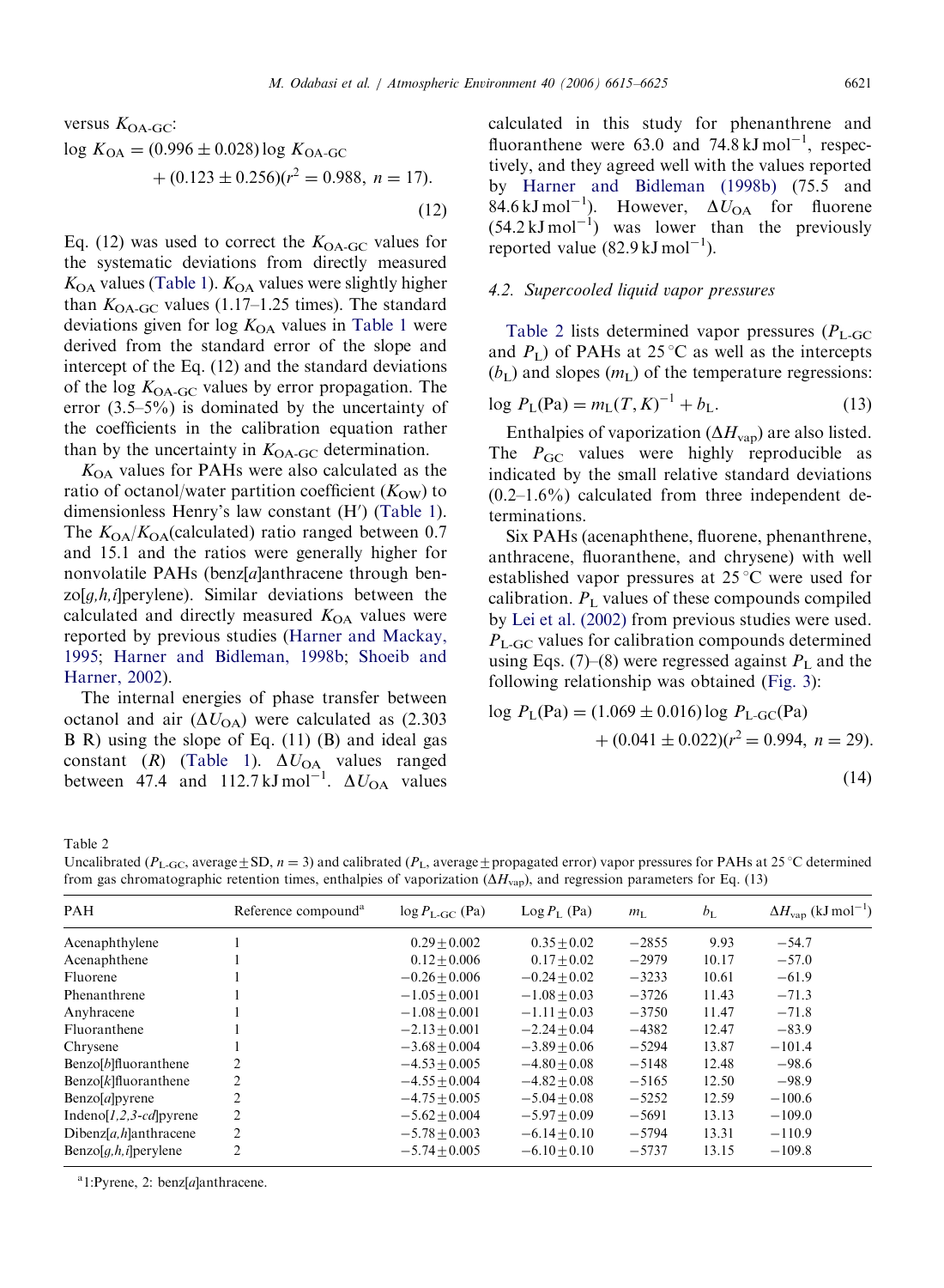versus $K_{OA\text{-}GC}$:

$$\log K_{OA} = (0.996 \pm 0.028) \log K_{OA\text{-}GC} + (0.123 \pm 0.256)(r^2 = 0.988,\ n = 17). \tag{12}$$

Eq. (12) was used to correct the $K_{OA\text{-}GC}$ values for the systematic deviations from directly measured $K_{OA}$ values (Table 1). $K_{OA}$ values were slightly higher than $K_{OA\text{-}GC}$ values (1.17–1.25 times). The standard deviations given for log $K_{OA}$ values in Table 1 were derived from the standard error of the slope and intercept of the Eq. (12) and the standard deviations of the log $K_{OA\text{-}GC}$ values by error propagation. The error (3.5–5%) is dominated by the uncertainty of the coefficients in the calibration equation rather than by the uncertainty in $K_{OA\text{-}GC}$ determination.

$K_{OA}$ values for PAHs were also calculated as the ratio of octanol/water partition coefficient ($K_{OW}$) to dimensionless Henry's law constant ($H'$) (Table 1). The $K_{OA}$/$K_{OA}$(calculated) ratio ranged between 0.7 and 15.1 and the ratios were generally higher for nonvolatile PAHs (benz[*a*]anthracene through benzo[*g,h,i*]perylene). Similar deviations between the calculated and directly measured $K_{OA}$ values were reported by previous studies (Harner and Mackay, 1995; Harner and Bidleman, 1998b; Shoeib and Harner, 2002).

The internal energies of phase transfer between octanol and air ($\Delta U_{OA}$) were calculated as (2.303 B R) using the slope of Eq. (11) (B) and ideal gas constant (R) (Table 1). $\Delta U_{OA}$ values ranged between 47.4 and 112.7 kJ mol$^{-1}$. $\Delta U_{OA}$ values calculated in this study for phenanthrene and fluoranthene were 63.0 and 74.8 kJ mol$^{-1}$, respectively, and they agreed well with the values reported by Harner and Bidleman (1998b) (75.5 and 84.6 kJ mol$^{-1}$). However, $\Delta U_{OA}$ for fluorene (54.2 kJ mol$^{-1}$) was lower than the previously reported value (82.9 kJ mol$^{-1}$).

### 4.2. Supercooled liquid vapor pressures

Table 2 lists determined vapor pressures ($P_{L\text{-}GC}$ and $P_L$) of PAHs at 25 °C as well as the intercepts ($b_L$) and slopes ($m_L$) of the temperature regressions:

$$\log P_L(\text{Pa}) = m_L(T, K)^{-1} + b_L. \tag{13}$$

Enthalpies of vaporization ($\Delta H_{vap}$) are also listed. The $P_{GC}$ values were highly reproducible as indicated by the small relative standard deviations (0.2–1.6%) calculated from three independent determinations.

Six PAHs (acenaphthene, fluorene, phenanthrene, anthracene, fluoranthene, and chrysene) with well established vapor pressures at 25 °C were used for calibration. $P_L$ values of these compounds compiled by Lei et al. (2002) from previous studies were used. $P_{L\text{-}GC}$ values for calibration compounds determined using Eqs. (7)–(8) were regressed against $P_L$ and the following relationship was obtained (Fig. 3):

$$\log P_L(\text{Pa}) = (1.069 \pm 0.016) \log P_{L\text{-}GC}(\text{Pa}) + (0.041 \pm 0.022)(r^2 = 0.994,\ n = 29). \tag{14}$$

Table 2
Uncalibrated ($P_{L\text{-}GC}$, average ± SD, $n = 3$) and calibrated ($P_L$, average ± propagated error) vapor pressures for PAHs at 25 °C determined from gas chromatographic retention times, enthalpies of vaporization ($\Delta H_{vap}$), and regression parameters for Eq. (13)

| PAH | Reference compound[a] | $\log P_{L\text{-}GC}$ (Pa) | Log $P_L$ (Pa) | $m_L$ | $b_L$ | $\Delta H_{vap}$ (kJ mol$^{-1}$) |
|---|---|---|---|---|---|---|
| Acenaphthylene | 1 | 0.29 ± 0.002 | 0.35 ± 0.02 | −2855 | 9.93 | −54.7 |
| Acenaphthene | 1 | 0.12 ± 0.006 | 0.17 ± 0.02 | −2979 | 10.17 | −57.0 |
| Fluorene | 1 | −0.26 ± 0.006 | −0.24 ± 0.02 | −3233 | 10.61 | −61.9 |
| Phenanthrene | 1 | −1.05 ± 0.001 | −1.08 ± 0.03 | −3726 | 11.43 | −71.3 |
| Anyhracene | 1 | −1.08 ± 0.001 | −1.11 ± 0.03 | −3750 | 11.47 | −71.8 |
| Fluoranthene | 1 | −2.13 ± 0.001 | −2.24 ± 0.04 | −4382 | 12.47 | −83.9 |
| Chrysene | 1 | −3.68 ± 0.004 | −3.89 ± 0.06 | −5294 | 13.87 | −101.4 |
| Benzo[*b*]fluoranthene | 2 | −4.53 ± 0.005 | −4.80 ± 0.08 | −5148 | 12.48 | −98.6 |
| Benzo[*k*]fluoranthene | 2 | −4.55 ± 0.004 | −4.82 ± 0.08 | −5165 | 12.50 | −98.9 |
| Benzo[*a*]pyrene | 2 | −4.75 ± 0.005 | −5.04 ± 0.08 | −5252 | 12.59 | −100.6 |
| Indeno[*1,2,3-cd*]pyrene | 2 | −5.62 ± 0.004 | −5.97 ± 0.09 | −5691 | 13.13 | −109.0 |
| Dibenz[*a,h*]anthracene | 2 | −5.78 ± 0.003 | −6.14 ± 0.10 | −5794 | 13.31 | −110.9 |
| Benzo[*g,h,i*]perylene | 2 | −5.74 ± 0.005 | −6.10 ± 0.10 | −5737 | 13.15 | −109.8 |

[a] 1: Pyrene, 2: benz[*a*]anthracene.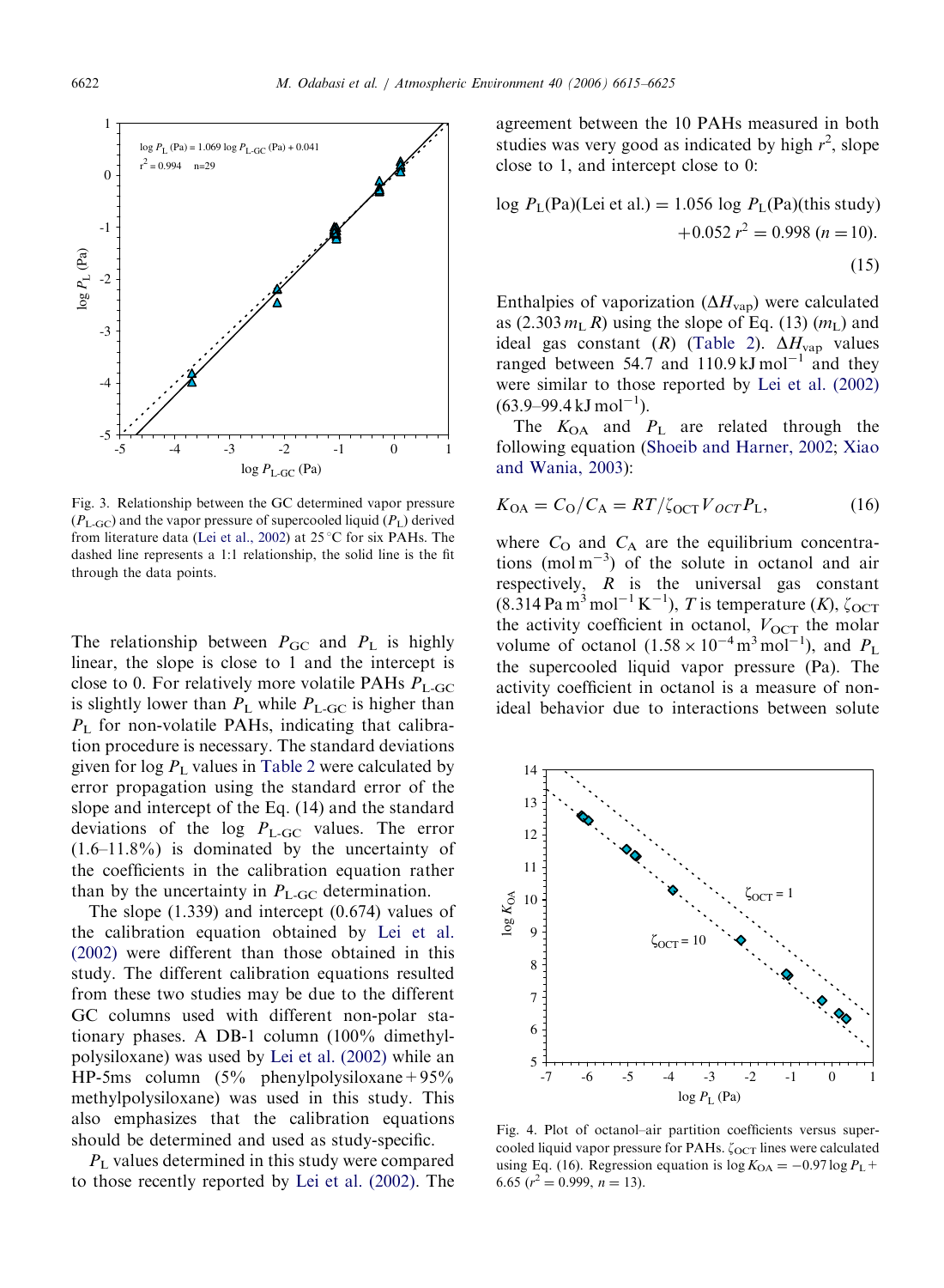Fig. 3. Relationship between the GC determined vapor pressure ($P_{L\text{-}GC}$) and the vapor pressure of supercooled liquid ($P_L$) derived from literature data (Lei et al., 2002) at 25 °C for six PAHs. The dashed line represents a 1:1 relationship, the solid line is the fit through the data points.

The relationship between $P_{GC}$ and $P_L$ is highly linear, the slope is close to 1 and the intercept is close to 0. For relatively more volatile PAHs $P_{L\text{-}GC}$ is slightly lower than $P_L$ while $P_{L\text{-}GC}$ is higher than $P_L$ for non-volatile PAHs, indicating that calibration procedure is necessary. The standard deviations given for log $P_L$ values in Table 2 were calculated by error propagation using the standard error of the slope and intercept of the Eq. (14) and the standard deviations of the log $P_{L\text{-}GC}$ values. The error (1.6–11.8%) is dominated by the uncertainty of the coefficients in the calibration equation rather than by the uncertainty in $P_{L\text{-}GC}$ determination.

The slope (1.339) and intercept (0.674) values of the calibration equation obtained by Lei et al. (2002) were different than those obtained in this study. The different calibration equations resulted from these two studies may be due to the different GC columns used with different non-polar stationary phases. A DB-1 column (100% dimethylpolysiloxane) was used by Lei et al. (2002) while an HP-5ms column (5% phenylpolysiloxane + 95% methylpolysiloxane) was used in this study. This also emphasizes that the calibration equations should be determined and used as study-specific.

$P_L$ values determined in this study were compared to those recently reported by Lei et al. (2002). The agreement between the 10 PAHs measured in both studies was very good as indicated by high $r^2$, slope close to 1, and intercept close to 0:

$$\log P_L(\text{Pa})(\text{Lei et al.}) = 1.056 \log P_L(\text{Pa})(\text{this study}) + 0.052 \; r^2 = 0.998 \; (n = 10). \tag{15}$$

Enthalpies of vaporization ($\Delta H_{vap}$) were calculated as ($2.303\, m_L\, R$) using the slope of Eq. (13) ($m_L$) and ideal gas constant ($R$) (Table 2). $\Delta H_{vap}$ values ranged between 54.7 and 110.9 kJ mol$^{-1}$ and they were similar to those reported by Lei et al. (2002) (63.9–99.4 kJ mol$^{-1}$).

The $K_{OA}$ and $P_L$ are related through the following equation (Shoeib and Harner, 2002; Xiao and Wania, 2003):

$$K_{OA} = C_O/C_A = RT/\zeta_{OCT} V_{OCT} P_L, \tag{16}$$

where $C_O$ and $C_A$ are the equilibrium concentrations (mol m$^{-3}$) of the solute in octanol and air respectively, $R$ is the universal gas constant (8.314 Pa m$^3$ mol$^{-1}$ K$^{-1}$), $T$ is temperature (K), $\zeta_{OCT}$ the activity coefficient in octanol, $V_{OCT}$ the molar volume of octanol ($1.58 \times 10^{-4}$ m$^3$ mol$^{-1}$), and $P_L$ the supercooled liquid vapor pressure (Pa). The activity coefficient in octanol is a measure of non-ideal behavior due to interactions between solute

Fig. 4. Plot of octanol–air partition coefficients versus supercooled liquid vapor pressure for PAHs. $\zeta_{OCT}$ lines were calculated using Eq. (16). Regression equation is $\log K_{OA} = -0.97 \log P_L + 6.65$ ($r^2 = 0.999$, $n = 13$).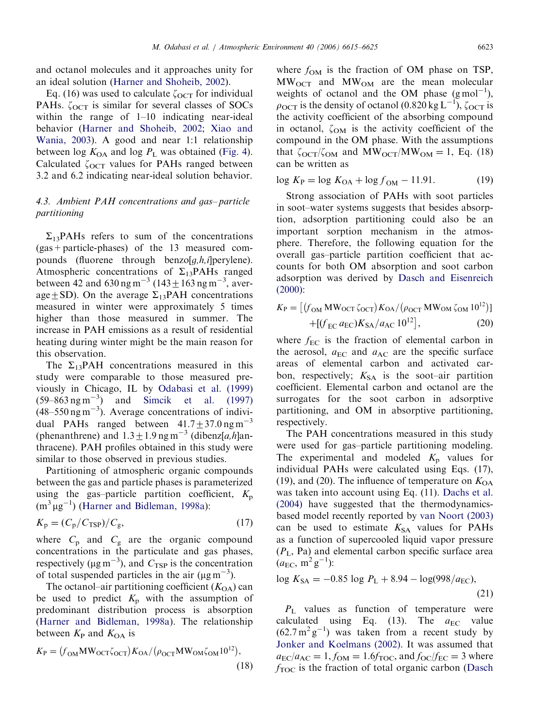and octanol molecules and it approaches unity for an ideal solution (Harner and Shoheib, 2002).

Eq. (16) was used to calculate $\zeta_{OCT}$ for individual PAHs. $\zeta_{OCT}$ is similar for several classes of SOCs within the range of 1–10 indicating near-ideal behavior (Harner and Shoheib, 2002; Xiao and Wania, 2003). A good and near 1:1 relationship between log $K_{OA}$ and log $P_L$ was obtained (Fig. 4). Calculated $\zeta_{OCT}$ values for PAHs ranged between 3.2 and 6.2 indicating near-ideal solution behavior.

### 4.3. Ambient PAH concentrations and gas–particle partitioning

$\Sigma_{13}$PAHs refers to sum of the concentrations (gas + particle-phases) of the 13 measured compounds (fluorene through benzo[*g,h,i*]perylene). Atmospheric concentrations of $\Sigma_{13}$PAHs ranged between 42 and 630 ng m$^{-3}$ (143 ± 163 ng m$^{-3}$, average ± SD). On the average $\Sigma_{13}$PAH concentrations measured in winter were approximately 5 times higher than those measured in summer. The increase in PAH emissions as a result of residential heating during winter might be the main reason for this observation.

The $\Sigma_{13}$PAH concentrations measured in this study were comparable to those measured previously in Chicago, IL by Odabasi et al. (1999) (59–863 ng m$^{-3}$) and Simcik et al. (1997) (48–550 ng m$^{-3}$). Average concentrations of individual PAHs ranged between 41.7 ± 37.0 ng m$^{-3}$ (phenanthrene) and 1.3 ± 1.9 ng m$^{-3}$ (dibenz[*a,h*]anthracene). PAH profiles obtained in this study were similar to those observed in previous studies.

Partitioning of atmospheric organic compounds between the gas and particle phases is parameterized using the gas–particle partition coefficient, $K_p$ (m$^3$ µg$^{-1}$) (Harner and Bidleman, 1998a):

$$K_p = (C_p/C_{TSP})/C_g, \tag{17}$$

where $C_p$ and $C_g$ are the organic compound concentrations in the particulate and gas phases, respectively (µg m$^{-3}$), and $C_{TSP}$ is the concentration of total suspended particles in the air (µg m$^{-3}$).

The octanol–air partitioning coefficient ($K_{OA}$) can be used to predict $K_p$ with the assumption of predominant distribution process is absorption (Harner and Bidleman, 1998a). The relationship between $K_P$ and $K_{OA}$ is

$$K_P = (f_{OM}MW_{OCT}\zeta_{OCT})K_{OA}/(\rho_{OCT}MW_{OM}\zeta_{OM}10^{12}), \tag{18}$$

where $f_{OM}$ is the fraction of OM phase on TSP, $MW_{OCT}$ and $MW_{OM}$ are the mean molecular weights of octanol and the OM phase (g mol$^{-1}$), $\rho_{OCT}$ is the density of octanol (0.820 kg L$^{-1}$), $\zeta_{OCT}$ is the activity coefficient of the absorbing compound in octanol, $\zeta_{OM}$ is the activity coefficient of the compound in the OM phase. With the assumptions that $\zeta_{OCT}/\zeta_{OM}$ and $MW_{OCT}/MW_{OM} = 1$, Eq. (18) can be written as

$$\log K_P = \log K_{OA} + \log f_{OM} - 11.91. \tag{19}$$

Strong association of PAHs with soot particles in soot–water systems suggests that besides absorption, adsorption partitioning could also be an important sorption mechanism in the atmosphere. Therefore, the following equation for the overall gas–particle partition coefficient that accounts for both OM absorption and soot carbon adsorption was derived by Dasch and Eisenreich (2000):

$$K_P = [(f_{OM}MW_{OCT}\zeta_{OCT})K_{OA}/(\rho_{OCT}MW_{OM}\zeta_{OM}10^{12})] + [(f_{EC}a_{EC})K_{SA}/a_{AC}10^{12}], \tag{20}$$

where $f_{EC}$ is the fraction of elemental carbon in the aerosol, $a_{EC}$ and $a_{AC}$ are the specific surface areas of elemental carbon and activated carbon, respectively; $K_{SA}$ is the soot–air partition coefficient. Elemental carbon and octanol are the surrogates for the soot carbon in adsorptive partitioning, and OM in absorptive partitioning, respectively.

The PAH concentrations measured in this study were used for gas–particle partitioning modeling. The experimental and modeled $K_p$ values for individual PAHs were calculated using Eqs. (17), (19), and (20). The influence of temperature on $K_{OA}$ was taken into account using Eq. (11). Dachs et al. (2004) have suggested that the thermodynamics-based model recently reported by van Noort (2003) can be used to estimate $K_{SA}$ values for PAHs as a function of supercooled liquid vapor pressure ($P_L$, Pa) and elemental carbon specific surface area ($a_{EC}$, m$^2$ g$^{-1}$):

$$\log K_{SA} = -0.85 \log P_L + 8.94 - \log(998/a_{EC}), \tag{21}$$

$P_L$ values as function of temperature were calculated using Eq. (13). The $a_{EC}$ value (62.7 m$^2$ g$^{-1}$) was taken from a recent study by Jonker and Koelmans (2002). It was assumed that $a_{EC}/a_{AC} = 1$, $f_{OM} = 1.6f_{TOC}$, and $f_{OC}/f_{EC} = 3$ where $f_{TOC}$ is the fraction of total organic carbon (Dasch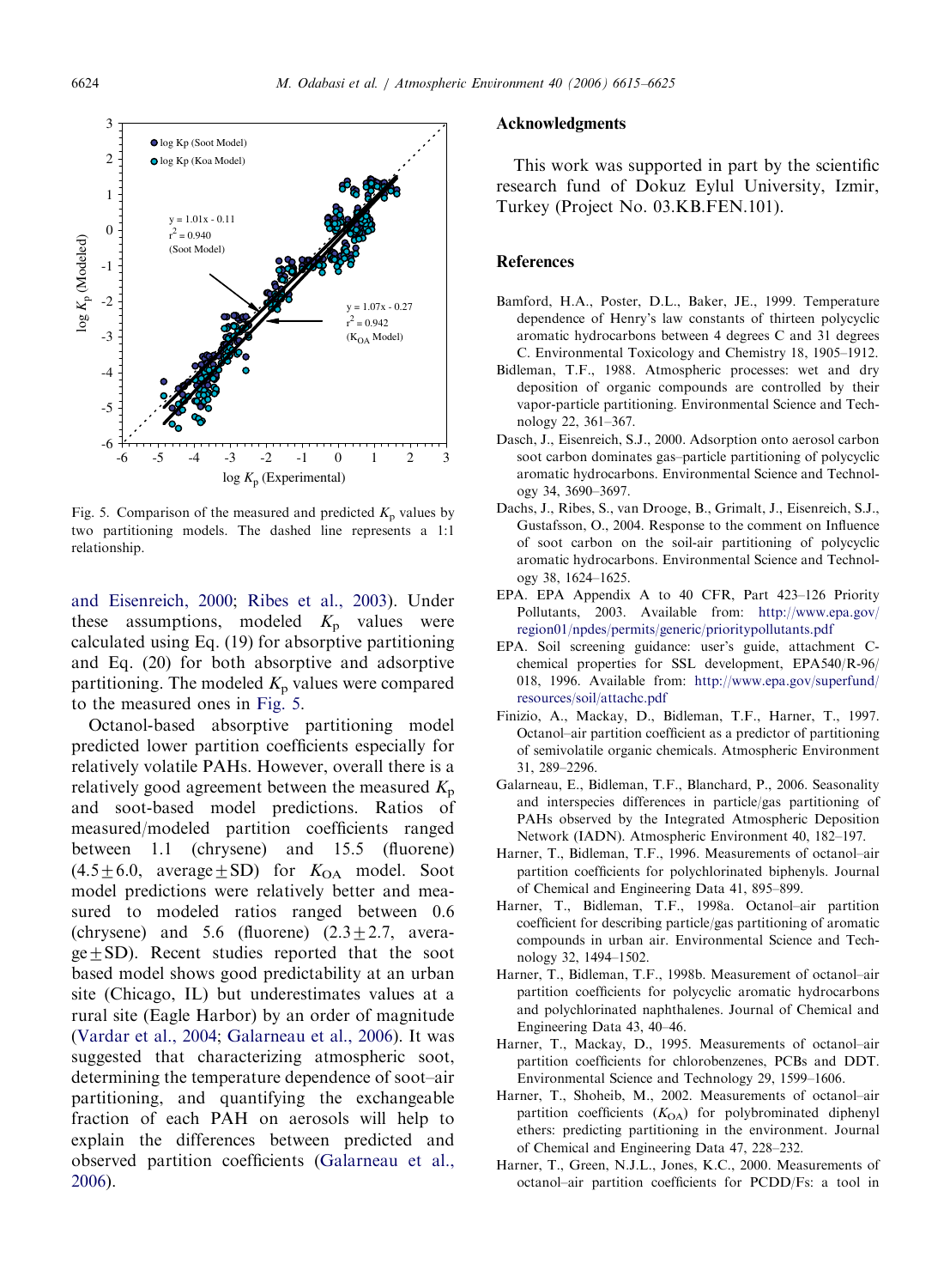Fig. 5. Comparison of the measured and predicted $K_p$ values by two partitioning models. The dashed line represents a 1:1 relationship.

and Eisenreich, 2000; Ribes et al., 2003). Under these assumptions, modeled $K_p$ values were calculated using Eq. (19) for absorptive partitioning and Eq. (20) for both absorptive and adsorptive partitioning. The modeled $K_p$ values were compared to the measured ones in Fig. 5.

Octanol-based absorptive partitioning model predicted lower partition coefficients especially for relatively volatile PAHs. However, overall there is a relatively good agreement between the measured $K_p$ and soot-based model predictions. Ratios of measured/modeled partition coefficients ranged between 1.1 (chrysene) and 15.5 (fluorene) ($4.5 \pm 6.0$, average $\pm$ SD) for $K_{OA}$ model. Soot model predictions were relatively better and measured to modeled ratios ranged between 0.6 (chrysene) and 5.6 (fluorene) ($2.3 \pm 2.7$, average $\pm$ SD). Recent studies reported that the soot based model shows good predictability at an urban site (Chicago, IL) but underestimates values at a rural site (Eagle Harbor) by an order of magnitude (Vardar et al., 2004; Galarneau et al., 2006). It was suggested that characterizing atmospheric soot, determining the temperature dependence of soot–air partitioning, and quantifying the exchangeable fraction of each PAH on aerosols will help to explain the differences between predicted and observed partition coefficients (Galarneau et al., 2006).

## Acknowledgments

This work was supported in part by the scientific research fund of Dokuz Eylul University, Izmir, Turkey (Project No. 03.KB.FEN.101).

## References

Bamford, H.A., Poster, D.L., Baker, JE., 1999. Temperature dependence of Henry's law constants of thirteen polycyclic aromatic hydrocarbons between 4 degrees C and 31 degrees C. Environmental Toxicology and Chemistry 18, 1905–1912.

Bidleman, T.F., 1988. Atmospheric processes: wet and dry deposition of organic compounds are controlled by their vapor-particle partitioning. Environmental Science and Technology 22, 361–367.

Dasch, J., Eisenreich, S.J., 2000. Adsorption onto aerosol carbon soot carbon dominates gas–particle partitioning of polycyclic aromatic hydrocarbons. Environmental Science and Technology 34, 3690–3697.

Dachs, J., Ribes, S., van Drooge, B., Grimalt, J., Eisenreich, S.J., Gustafsson, O., 2004. Response to the comment on Influence of soot carbon on the soil-air partitioning of polycyclic aromatic hydrocarbons. Environmental Science and Technology 38, 1624–1625.

EPA. EPA Appendix A to 40 CFR, Part 423–126 Priority Pollutants, 2003. Available from: http://www.epa.gov/region01/npdes/permits/generic/prioritypollutants.pdf

EPA. Soil screening guidance: user's guide, attachment C-chemical properties for SSL development, EPA540/R-96/018, 1996. Available from: http://www.epa.gov/superfund/resources/soil/attachc.pdf

Finizio, A., Mackay, D., Bidleman, T.F., Harner, T., 1997. Octanol–air partition coefficient as a predictor of partitioning of semivolatile organic chemicals. Atmospheric Environment 31, 289–2296.

Galarneau, E., Bidleman, T.F., Blanchard, P., 2006. Seasonality and interspecies differences in particle/gas partitioning of PAHs observed by the Integrated Atmospheric Deposition Network (IADN). Atmospheric Environment 40, 182–197.

Harner, T., Bidleman, T.F., 1996. Measurements of octanol–air partition coefficients for polychlorinated biphenyls. Journal of Chemical and Engineering Data 41, 895–899.

Harner, T., Bidleman, T.F., 1998a. Octanol–air partition coefficient for describing particle/gas partitioning of aromatic compounds in urban air. Environmental Science and Technology 32, 1494–1502.

Harner, T., Bidleman, T.F., 1998b. Measurement of octanol–air partition coefficients for polycyclic aromatic hydrocarbons and polychlorinated naphthalenes. Journal of Chemical and Engineering Data 43, 40–46.

Harner, T., Mackay, D., 1995. Measurements of octanol–air partition coefficients for chlorobenzenes, PCBs and DDT. Environmental Science and Technology 29, 1599–1606.

Harner, T., Shoheib, M., 2002. Measurements of octanol–air partition coefficients ($K_{OA}$) for polybrominated diphenyl ethers: predicting partitioning in the environment. Journal of Chemical and Engineering Data 47, 228–232.

Harner, T., Green, N.J.L., Jones, K.C., 2000. Measurements of octanol–air partition coefficients for PCDD/Fs: a tool in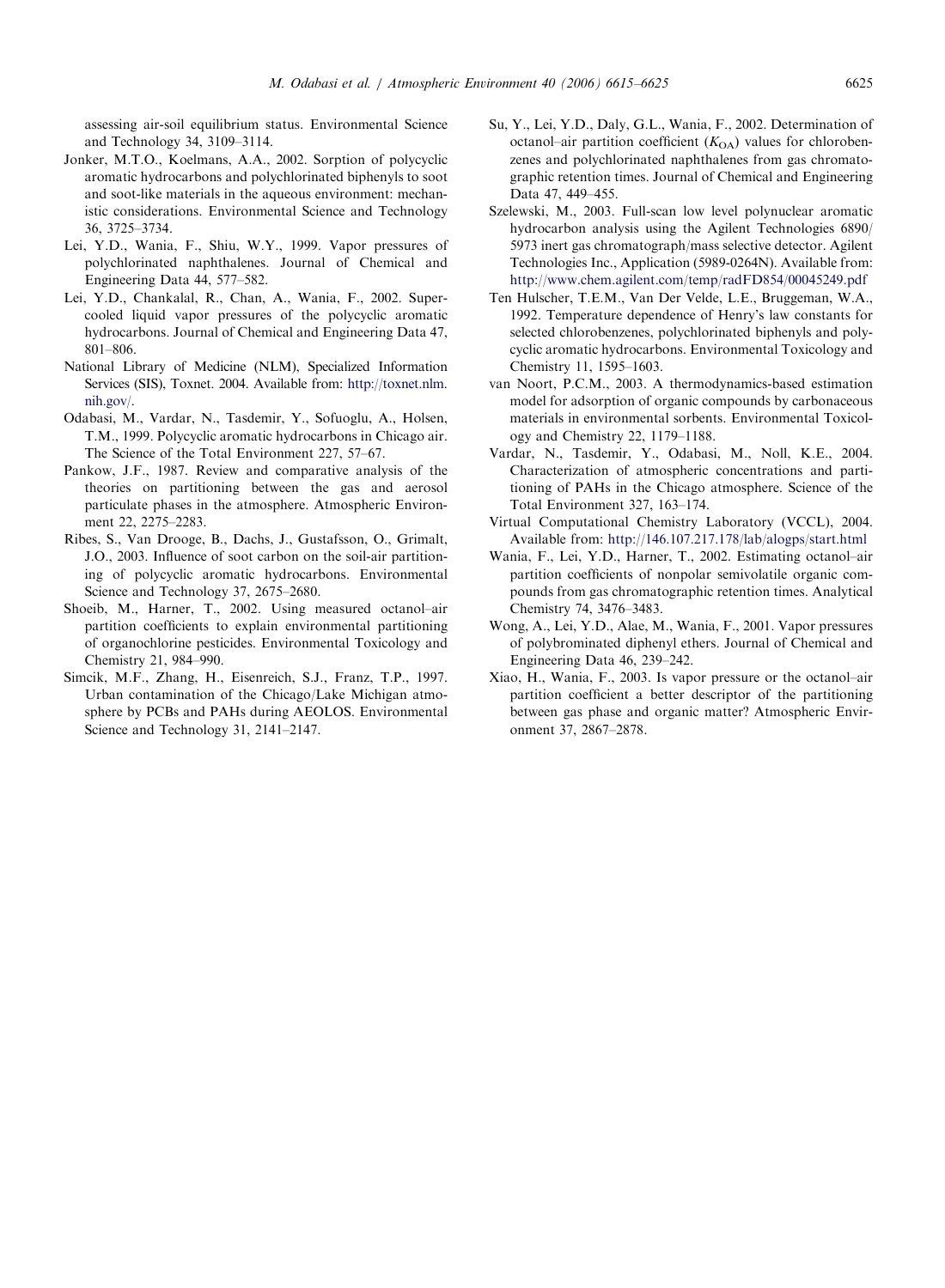assessing air-soil equilibrium status. Environmental Science and Technology 34, 3109–3114.

Jonker, M.T.O., Koelmans, A.A., 2002. Sorption of polycyclic aromatic hydrocarbons and polychlorinated biphenyls to soot and soot-like materials in the aqueous environment: mechanistic considerations. Environmental Science and Technology 36, 3725–3734.

Lei, Y.D., Wania, F., Shiu, W.Y., 1999. Vapor pressures of polychlorinated naphthalenes. Journal of Chemical and Engineering Data 44, 577–582.

Lei, Y.D., Chankalal, R., Chan, A., Wania, F., 2002. Supercooled liquid vapor pressures of the polycyclic aromatic hydrocarbons. Journal of Chemical and Engineering Data 47, 801–806.

National Library of Medicine (NLM), Specialized Information Services (SIS), Toxnet. 2004. Available from: http://toxnet.nlm.nih.gov/.

Odabasi, M., Vardar, N., Tasdemir, Y., Sofuoglu, A., Holsen, T.M., 1999. Polycyclic aromatic hydrocarbons in Chicago air. The Science of the Total Environment 227, 57–67.

Pankow, J.F., 1987. Review and comparative analysis of the theories on partitioning between the gas and aerosol particulate phases in the atmosphere. Atmospheric Environment 22, 2275–2283.

Ribes, S., Van Drooge, B., Dachs, J., Gustafsson, O., Grimalt, J.O., 2003. Influence of soot carbon on the soil-air partitioning of polycyclic aromatic hydrocarbons. Environmental Science and Technology 37, 2675–2680.

Shoeib, M., Harner, T., 2002. Using measured octanol–air partition coefficients to explain environmental partitioning of organochlorine pesticides. Environmental Toxicology and Chemistry 21, 984–990.

Simcik, M.F., Zhang, H., Eisenreich, S.J., Franz, T.P., 1997. Urban contamination of the Chicago/Lake Michigan atmosphere by PCBs and PAHs during AEOLOS. Environmental Science and Technology 31, 2141–2147.

Su, Y., Lei, Y.D., Daly, G.L., Wania, F., 2002. Determination of octanol–air partition coefficient ($K_{OA}$) values for chlorobenzenes and polychlorinated naphthalenes from gas chromatographic retention times. Journal of Chemical and Engineering Data 47, 449–455.

Szelewski, M., 2003. Full-scan low level polynuclear aromatic hydrocarbon analysis using the Agilent Technologies 6890/5973 inert gas chromatograph/mass selective detector. Agilent Technologies Inc., Application (5989-0264N). Available from: http://www.chem.agilent.com/temp/radFD854/00045249.pdf

Ten Hulscher, T.E.M., Van Der Velde, L.E., Bruggeman, W.A., 1992. Temperature dependence of Henry's law constants for selected chlorobenzenes, polychlorinated biphenyls and polycyclic aromatic hydrocarbons. Environmental Toxicology and Chemistry 11, 1595–1603.

van Noort, P.C.M., 2003. A thermodynamics-based estimation model for adsorption of organic compounds by carbonaceous materials in environmental sorbents. Environmental Toxicology and Chemistry 22, 1179–1188.

Vardar, N., Tasdemir, Y., Odabasi, M., Noll, K.E., 2004. Characterization of atmospheric concentrations and partitioning of PAHs in the Chicago atmosphere. Science of the Total Environment 327, 163–174.

Virtual Computational Chemistry Laboratory (VCCL), 2004. Available from: http://146.107.217.178/lab/alogps/start.html

Wania, F., Lei, Y.D., Harner, T., 2002. Estimating octanol–air partition coefficients of nonpolar semivolatile organic compounds from gas chromatographic retention times. Analytical Chemistry 74, 3476–3483.

Wong, A., Lei, Y.D., Alae, M., Wania, F., 2001. Vapor pressures of polybrominated diphenyl ethers. Journal of Chemical and Engineering Data 46, 239–242.

Xiao, H., Wania, F., 2003. Is vapor pressure or the octanol–air partition coefficient a better descriptor of the partitioning between gas phase and organic matter? Atmospheric Environment 37, 2867–2878.